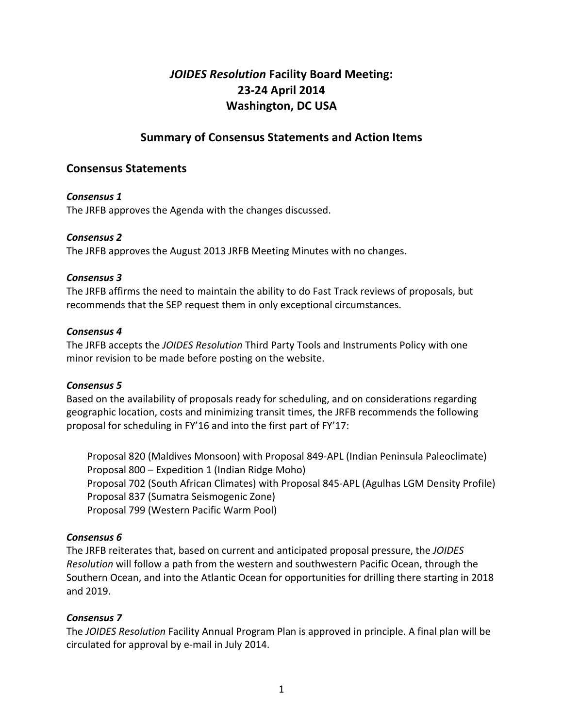# *JOIDES Resolution* Facility Board Meeting:
# 23-24 April 2014
# Washington, DC USA

## Summary of Consensus Statements and Action Items

### Consensus Statements

***Consensus 1***
The JRFB approves the Agenda with the changes discussed.

***Consensus 2***
The JRFB approves the August 2013 JRFB Meeting Minutes with no changes.

***Consensus 3***
The JRFB affirms the need to maintain the ability to do Fast Track reviews of proposals, but recommends that the SEP request them in only exceptional circumstances.

***Consensus 4***
The JRFB accepts the *JOIDES Resolution* Third Party Tools and Instruments Policy with one minor revision to be made before posting on the website.

***Consensus 5***
Based on the availability of proposals ready for scheduling, and on considerations regarding geographic location, costs and minimizing transit times, the JRFB recommends the following proposal for scheduling in FY'16 and into the first part of FY'17:

- Proposal 820 (Maldives Monsoon) with Proposal 849-APL (Indian Peninsula Paleoclimate)
- Proposal 800 – Expedition 1 (Indian Ridge Moho)
- Proposal 702 (South African Climates) with Proposal 845-APL (Agulhas LGM Density Profile)
- Proposal 837 (Sumatra Seismogenic Zone)
- Proposal 799 (Western Pacific Warm Pool)

***Consensus 6***
The JRFB reiterates that, based on current and anticipated proposal pressure, the *JOIDES Resolution* will follow a path from the western and southwestern Pacific Ocean, through the Southern Ocean, and into the Atlantic Ocean for opportunities for drilling there starting in 2018 and 2019.

***Consensus 7***
The *JOIDES Resolution* Facility Annual Program Plan is approved in principle. A final plan will be circulated for approval by e-mail in July 2014.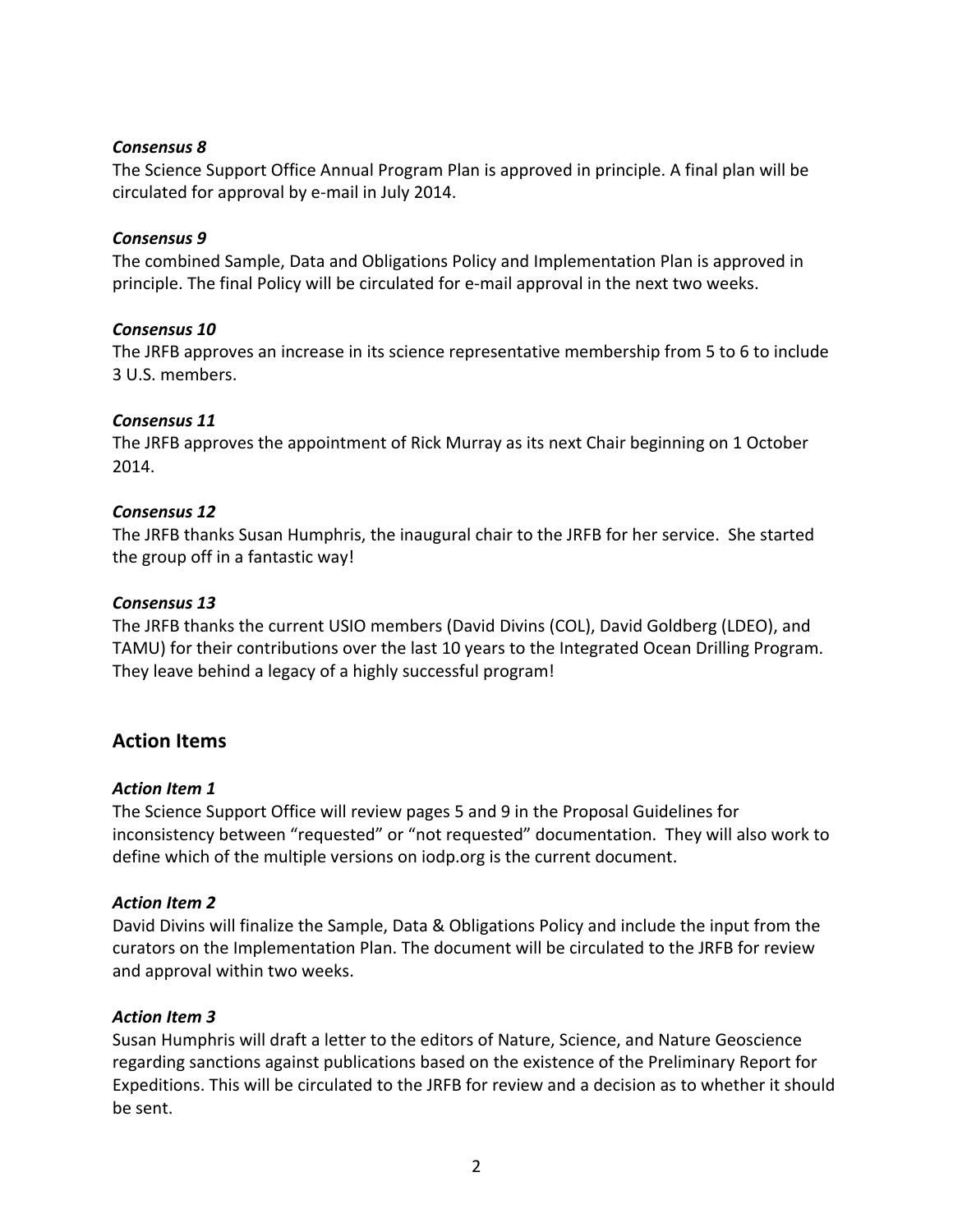***Consensus 8***

The Science Support Office Annual Program Plan is approved in principle. A final plan will be circulated for approval by e-mail in July 2014.

***Consensus 9***

The combined Sample, Data and Obligations Policy and Implementation Plan is approved in principle. The final Policy will be circulated for e-mail approval in the next two weeks.

***Consensus 10***

The JRFB approves an increase in its science representative membership from 5 to 6 to include 3 U.S. members.

***Consensus 11***

The JRFB approves the appointment of Rick Murray as its next Chair beginning on 1 October 2014.

***Consensus 12***

The JRFB thanks Susan Humphris, the inaugural chair to the JRFB for her service. She started the group off in a fantastic way!

***Consensus 13***

The JRFB thanks the current USIO members (David Divins (COL), David Goldberg (LDEO), and TAMU) for their contributions over the last 10 years to the Integrated Ocean Drilling Program. They leave behind a legacy of a highly successful program!

## Action Items

***Action Item 1***

The Science Support Office will review pages 5 and 9 in the Proposal Guidelines for inconsistency between "requested" or "not requested" documentation. They will also work to define which of the multiple versions on iodp.org is the current document.

***Action Item 2***

David Divins will finalize the Sample, Data & Obligations Policy and include the input from the curators on the Implementation Plan. The document will be circulated to the JRFB for review and approval within two weeks.

***Action Item 3***

Susan Humphris will draft a letter to the editors of Nature, Science, and Nature Geoscience regarding sanctions against publications based on the existence of the Preliminary Report for Expeditions. This will be circulated to the JRFB for review and a decision as to whether it should be sent.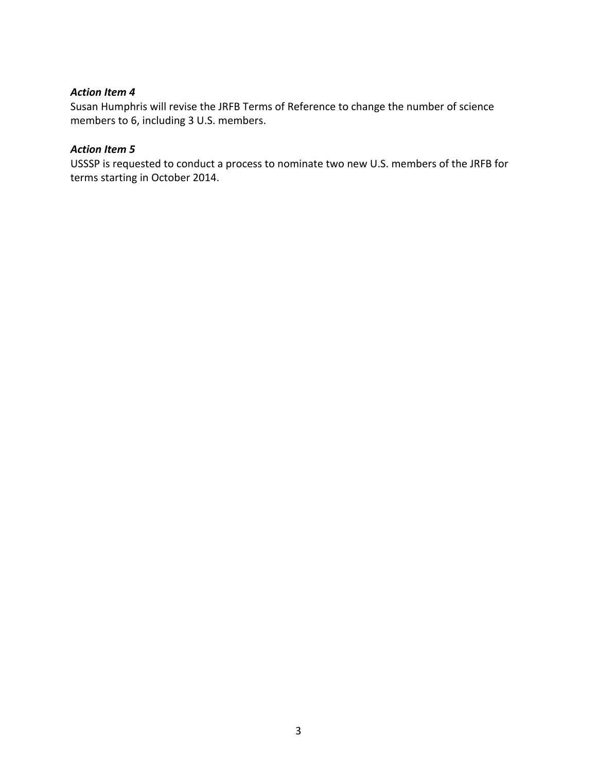***Action Item 4***
Susan Humphris will revise the JRFB Terms of Reference to change the number of science members to 6, including 3 U.S. members.

***Action Item 5***
USSSP is requested to conduct a process to nominate two new U.S. members of the JRFB for terms starting in October 2014.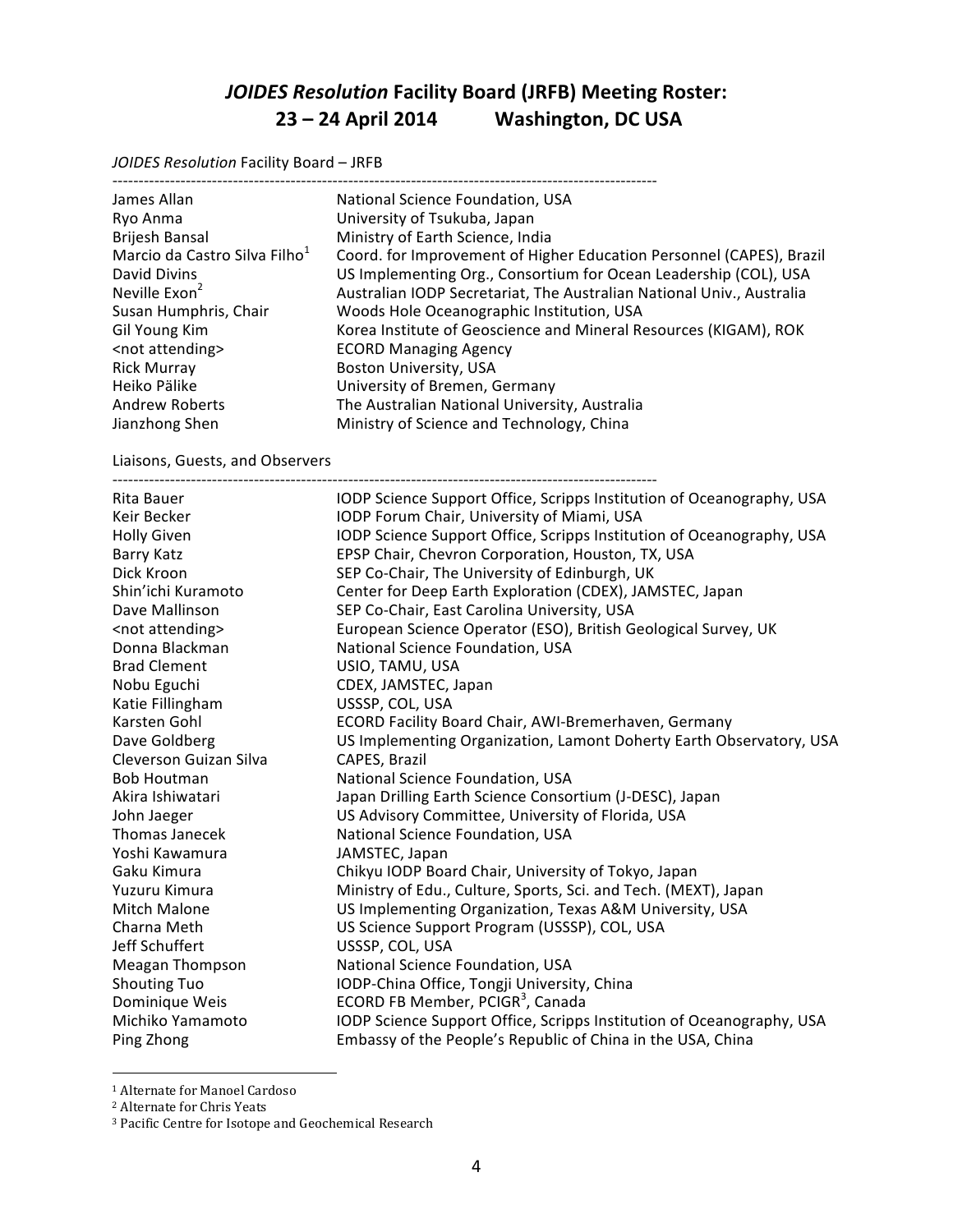# *JOIDES Resolution* Facility Board (JRFB) Meeting Roster: 23 – 24 April 2014 Washington, DC USA

*JOIDES Resolution* Facility Board – JRFB

| | |
|---|---|
| James Allan | National Science Foundation, USA |
| Ryo Anma | University of Tsukuba, Japan |
| Brijesh Bansal | Ministry of Earth Science, India |
| Marcio da Castro Silva Filho[1] | Coord. for Improvement of Higher Education Personnel (CAPES), Brazil |
| David Divins | US Implementing Org., Consortium for Ocean Leadership (COL), USA |
| Neville Exon[2] | Australian IODP Secretariat, The Australian National Univ., Australia |
| Susan Humphris, Chair | Woods Hole Oceanographic Institution, USA |
| Gil Young Kim | Korea Institute of Geoscience and Mineral Resources (KIGAM), ROK |
| <not attending> | ECORD Managing Agency |
| Rick Murray | Boston University, USA |
| Heiko Pälike | University of Bremen, Germany |
| Andrew Roberts | The Australian National University, Australia |
| Jianzhong Shen | Ministry of Science and Technology, China |

Liaisons, Guests, and Observers

| | |
|---|---|
| Rita Bauer | IODP Science Support Office, Scripps Institution of Oceanography, USA |
| Keir Becker | IODP Forum Chair, University of Miami, USA |
| Holly Given | IODP Science Support Office, Scripps Institution of Oceanography, USA |
| Barry Katz | EPSP Chair, Chevron Corporation, Houston, TX, USA |
| Dick Kroon | SEP Co-Chair, The University of Edinburgh, UK |
| Shin'ichi Kuramoto | Center for Deep Earth Exploration (CDEX), JAMSTEC, Japan |
| Dave Mallinson | SEP Co-Chair, East Carolina University, USA |
| <not attending> | European Science Operator (ESO), British Geological Survey, UK |
| Donna Blackman | National Science Foundation, USA |
| Brad Clement | USIO, TAMU, USA |
| Nobu Eguchi | CDEX, JAMSTEC, Japan |
| Katie Fillingham | USSSP, COL, USA |
| Karsten Gohl | ECORD Facility Board Chair, AWI-Bremerhaven, Germany |
| Dave Goldberg | US Implementing Organization, Lamont Doherty Earth Observatory, USA |
| Cleverson Guizan Silva | CAPES, Brazil |
| Bob Houtman | National Science Foundation, USA |
| Akira Ishiwatari | Japan Drilling Earth Science Consortium (J-DESC), Japan |
| John Jaeger | US Advisory Committee, University of Florida, USA |
| Thomas Janecek | National Science Foundation, USA |
| Yoshi Kawamura | JAMSTEC, Japan |
| Gaku Kimura | Chikyu IODP Board Chair, University of Tokyo, Japan |
| Yuzuru Kimura | Ministry of Edu., Culture, Sports, Sci. and Tech. (MEXT), Japan |
| Mitch Malone | US Implementing Organization, Texas A&M University, USA |
| Charna Meth | US Science Support Program (USSSP), COL, USA |
| Jeff Schuffert | USSSP, COL, USA |
| Meagan Thompson | National Science Foundation, USA |
| Shouting Tuo | IODP-China Office, Tongji University, China |
| Dominique Weis | ECORD FB Member, PCIGR[3], Canada |
| Michiko Yamamoto | IODP Science Support Office, Scripps Institution of Oceanography, USA |
| Ping Zhong | Embassy of the People's Republic of China in the USA, China |

---

[1] Alternate for Manoel Cardoso

[2] Alternate for Chris Yeats

[3] Pacific Centre for Isotope and Geochemical Research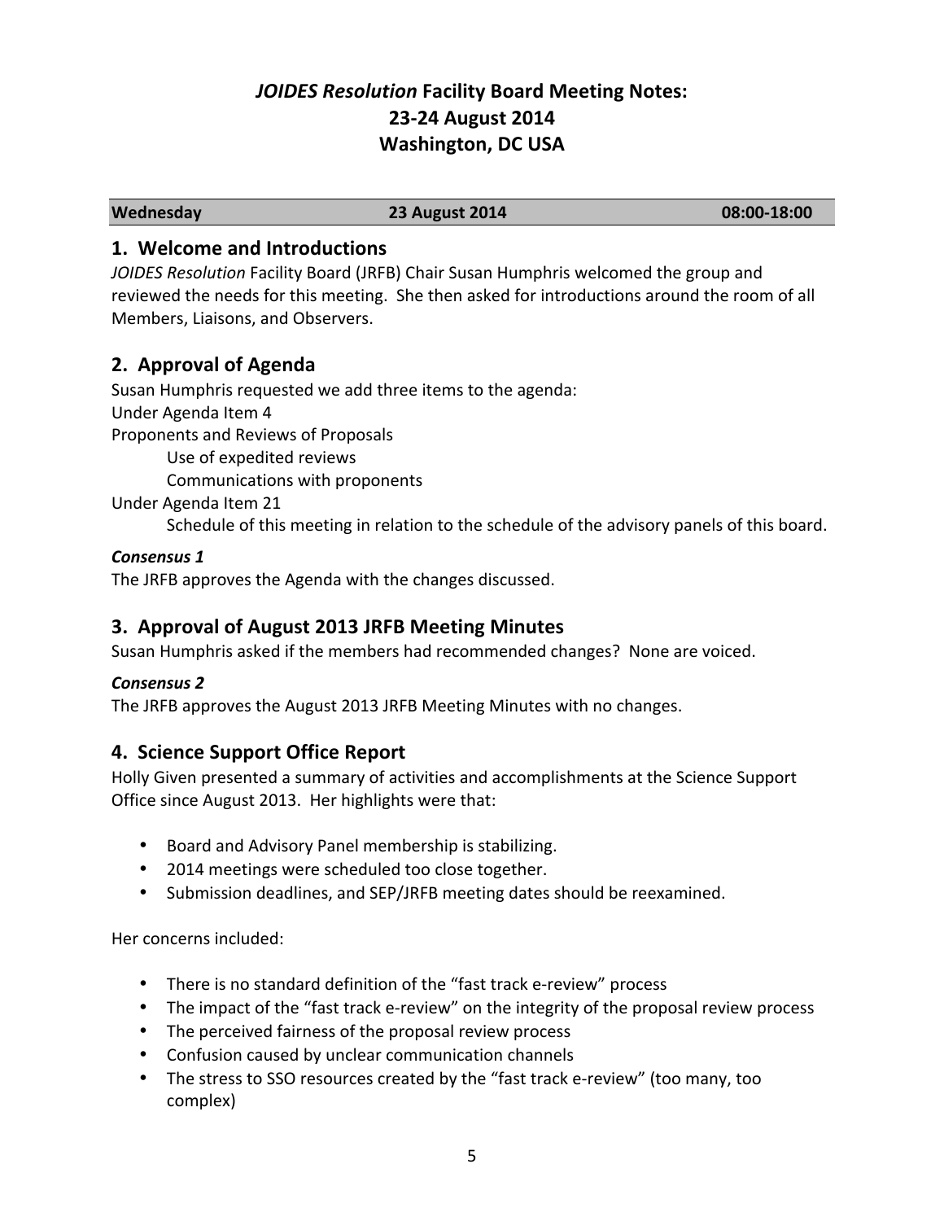# *JOIDES Resolution* Facility Board Meeting Notes: 23-24 August 2014 Washington, DC USA

| Wednesday | 23 August 2014 | 08:00-18:00 |
|---|---|---|

## 1. Welcome and Introductions

*JOIDES Resolution* Facility Board (JRFB) Chair Susan Humphris welcomed the group and reviewed the needs for this meeting. She then asked for introductions around the room of all Members, Liaisons, and Observers.

## 2. Approval of Agenda

Susan Humphris requested we add three items to the agenda:

Under Agenda Item 4

Proponents and Reviews of Proposals

Use of expedited reviews

Communications with proponents

Under Agenda Item 21

Schedule of this meeting in relation to the schedule of the advisory panels of this board.

***Consensus 1***

The JRFB approves the Agenda with the changes discussed.

## 3. Approval of August 2013 JRFB Meeting Minutes

Susan Humphris asked if the members had recommended changes? None are voiced.

***Consensus 2***

The JRFB approves the August 2013 JRFB Meeting Minutes with no changes.

## 4. Science Support Office Report

Holly Given presented a summary of activities and accomplishments at the Science Support Office since August 2013. Her highlights were that:

- Board and Advisory Panel membership is stabilizing.
- 2014 meetings were scheduled too close together.
- Submission deadlines, and SEP/JRFB meeting dates should be reexamined.

Her concerns included:

- There is no standard definition of the "fast track e-review" process
- The impact of the "fast track e-review" on the integrity of the proposal review process
- The perceived fairness of the proposal review process
- Confusion caused by unclear communication channels
- The stress to SSO resources created by the "fast track e-review" (too many, too complex)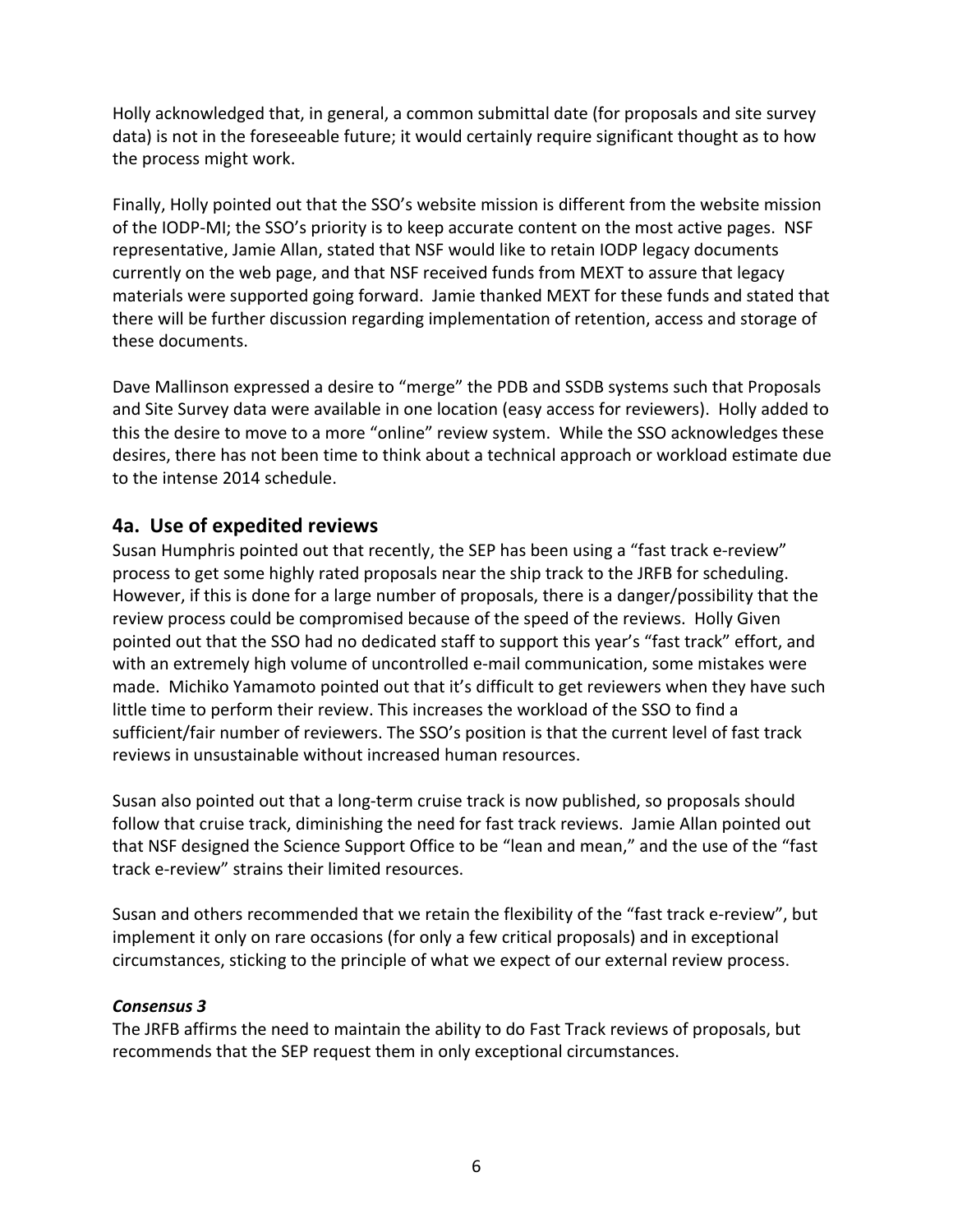Holly acknowledged that, in general, a common submittal date (for proposals and site survey data) is not in the foreseeable future; it would certainly require significant thought as to how the process might work.

Finally, Holly pointed out that the SSO's website mission is different from the website mission of the IODP-MI; the SSO's priority is to keep accurate content on the most active pages. NSF representative, Jamie Allan, stated that NSF would like to retain IODP legacy documents currently on the web page, and that NSF received funds from MEXT to assure that legacy materials were supported going forward. Jamie thanked MEXT for these funds and stated that there will be further discussion regarding implementation of retention, access and storage of these documents.

Dave Mallinson expressed a desire to "merge" the PDB and SSDB systems such that Proposals and Site Survey data were available in one location (easy access for reviewers). Holly added to this the desire to move to a more "online" review system. While the SSO acknowledges these desires, there has not been time to think about a technical approach or workload estimate due to the intense 2014 schedule.

## 4a. Use of expedited reviews

Susan Humphris pointed out that recently, the SEP has been using a "fast track e-review" process to get some highly rated proposals near the ship track to the JRFB for scheduling. However, if this is done for a large number of proposals, there is a danger/possibility that the review process could be compromised because of the speed of the reviews. Holly Given pointed out that the SSO had no dedicated staff to support this year's "fast track" effort, and with an extremely high volume of uncontrolled e-mail communication, some mistakes were made. Michiko Yamamoto pointed out that it's difficult to get reviewers when they have such little time to perform their review. This increases the workload of the SSO to find a sufficient/fair number of reviewers. The SSO's position is that the current level of fast track reviews in unsustainable without increased human resources.

Susan also pointed out that a long-term cruise track is now published, so proposals should follow that cruise track, diminishing the need for fast track reviews. Jamie Allan pointed out that NSF designed the Science Support Office to be "lean and mean," and the use of the "fast track e-review" strains their limited resources.

Susan and others recommended that we retain the flexibility of the "fast track e-review", but implement it only on rare occasions (for only a few critical proposals) and in exceptional circumstances, sticking to the principle of what we expect of our external review process.

***Consensus 3***

The JRFB affirms the need to maintain the ability to do Fast Track reviews of proposals, but recommends that the SEP request them in only exceptional circumstances.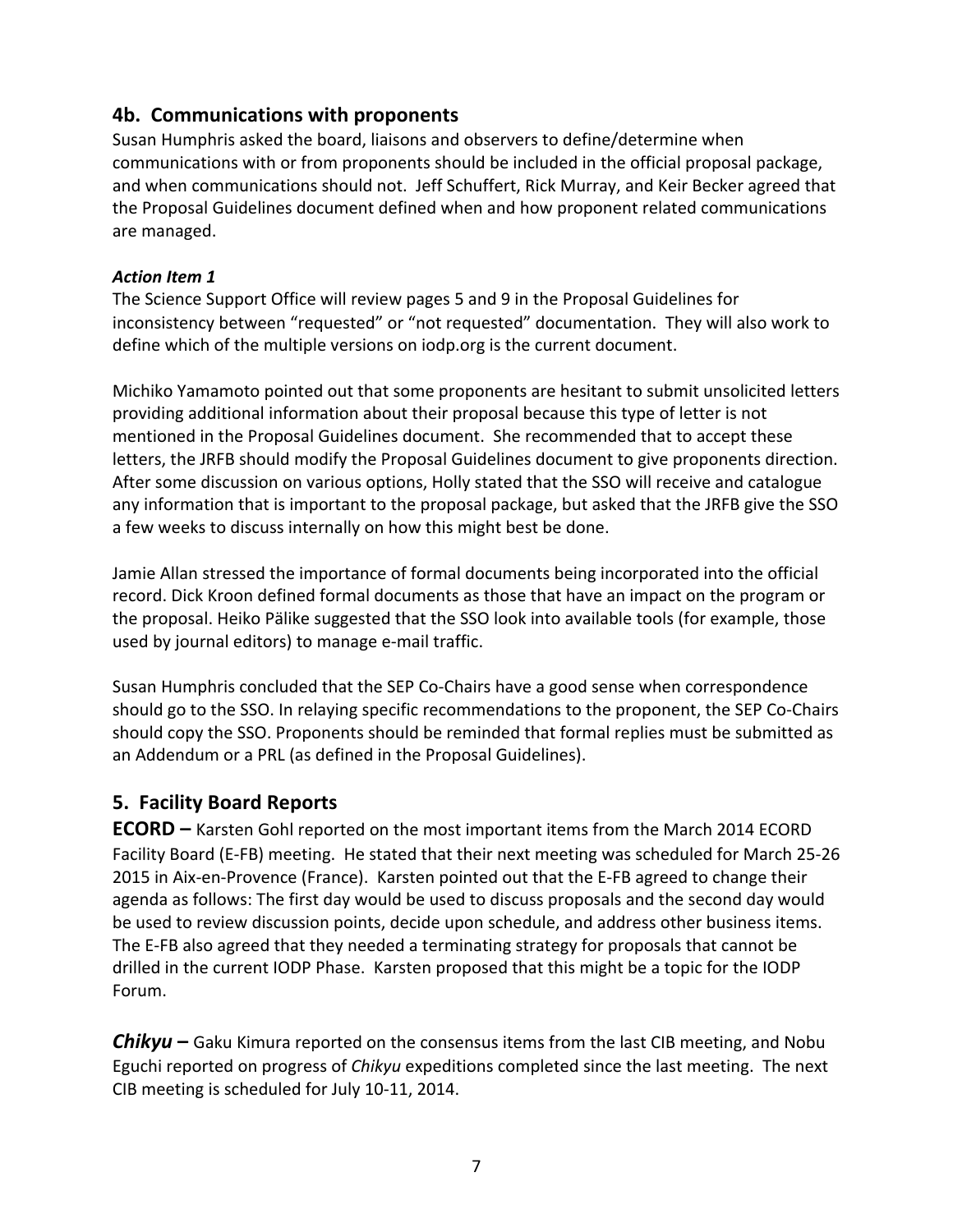## 4b. Communications with proponents

Susan Humphris asked the board, liaisons and observers to define/determine when communications with or from proponents should be included in the official proposal package, and when communications should not. Jeff Schuffert, Rick Murray, and Keir Becker agreed that the Proposal Guidelines document defined when and how proponent related communications are managed.

***Action Item 1***

The Science Support Office will review pages 5 and 9 in the Proposal Guidelines for inconsistency between "requested" or "not requested" documentation. They will also work to define which of the multiple versions on iodp.org is the current document.

Michiko Yamamoto pointed out that some proponents are hesitant to submit unsolicited letters providing additional information about their proposal because this type of letter is not mentioned in the Proposal Guidelines document. She recommended that to accept these letters, the JRFB should modify the Proposal Guidelines document to give proponents direction. After some discussion on various options, Holly stated that the SSO will receive and catalogue any information that is important to the proposal package, but asked that the JRFB give the SSO a few weeks to discuss internally on how this might best be done.

Jamie Allan stressed the importance of formal documents being incorporated into the official record. Dick Kroon defined formal documents as those that have an impact on the program or the proposal. Heiko Pälike suggested that the SSO look into available tools (for example, those used by journal editors) to manage e-mail traffic.

Susan Humphris concluded that the SEP Co-Chairs have a good sense when correspondence should go to the SSO. In relaying specific recommendations to the proponent, the SEP Co-Chairs should copy the SSO. Proponents should be reminded that formal replies must be submitted as an Addendum or a PRL (as defined in the Proposal Guidelines).

## 5. Facility Board Reports

**ECORD –** Karsten Gohl reported on the most important items from the March 2014 ECORD Facility Board (E-FB) meeting. He stated that their next meeting was scheduled for March 25-26 2015 in Aix-en-Provence (France). Karsten pointed out that the E-FB agreed to change their agenda as follows: The first day would be used to discuss proposals and the second day would be used to review discussion points, decide upon schedule, and address other business items. The E-FB also agreed that they needed a terminating strategy for proposals that cannot be drilled in the current IODP Phase. Karsten proposed that this might be a topic for the IODP Forum.

***Chikyu* –** Gaku Kimura reported on the consensus items from the last CIB meeting, and Nobu Eguchi reported on progress of *Chikyu* expeditions completed since the last meeting. The next CIB meeting is scheduled for July 10-11, 2014.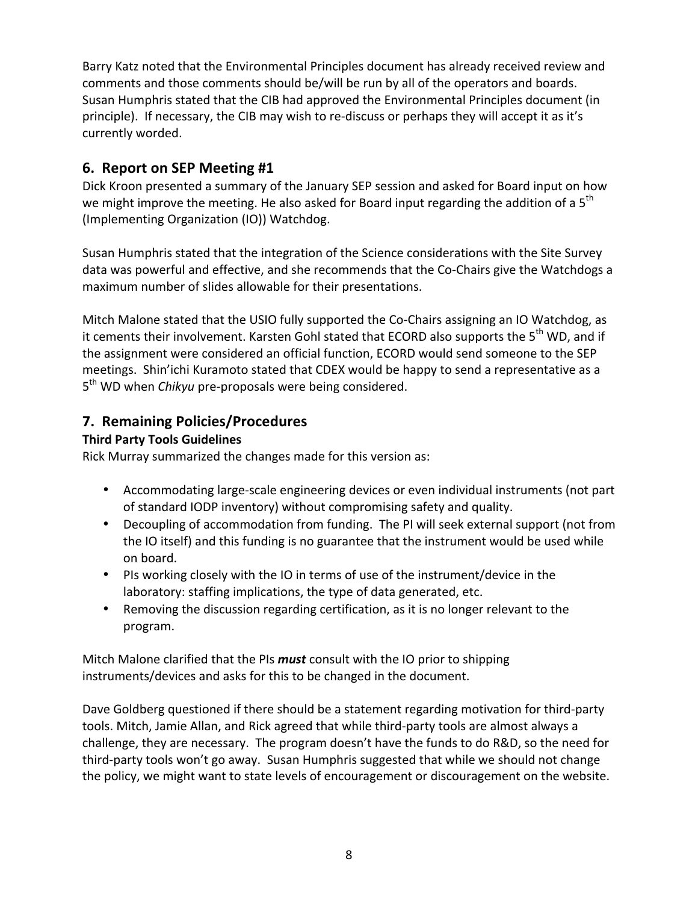Barry Katz noted that the Environmental Principles document has already received review and comments and those comments should be/will be run by all of the operators and boards. Susan Humphris stated that the CIB had approved the Environmental Principles document (in principle). If necessary, the CIB may wish to re-discuss or perhaps they will accept it as it's currently worded.

## 6. Report on SEP Meeting #1

Dick Kroon presented a summary of the January SEP session and asked for Board input on how we might improve the meeting. He also asked for Board input regarding the addition of a 5th (Implementing Organization (IO)) Watchdog.

Susan Humphris stated that the integration of the Science considerations with the Site Survey data was powerful and effective, and she recommends that the Co-Chairs give the Watchdogs a maximum number of slides allowable for their presentations.

Mitch Malone stated that the USIO fully supported the Co-Chairs assigning an IO Watchdog, as it cements their involvement. Karsten Gohl stated that ECORD also supports the 5th WD, and if the assignment were considered an official function, ECORD would send someone to the SEP meetings. Shin'ichi Kuramoto stated that CDEX would be happy to send a representative as a 5th WD when *Chikyu* pre-proposals were being considered.

## 7. Remaining Policies/Procedures

### Third Party Tools Guidelines

Rick Murray summarized the changes made for this version as:

- Accommodating large-scale engineering devices or even individual instruments (not part of standard IODP inventory) without compromising safety and quality.
- Decoupling of accommodation from funding. The PI will seek external support (not from the IO itself) and this funding is no guarantee that the instrument would be used while on board.
- PIs working closely with the IO in terms of use of the instrument/device in the laboratory: staffing implications, the type of data generated, etc.
- Removing the discussion regarding certification, as it is no longer relevant to the program.

Mitch Malone clarified that the PIs ***must*** consult with the IO prior to shipping instruments/devices and asks for this to be changed in the document.

Dave Goldberg questioned if there should be a statement regarding motivation for third-party tools. Mitch, Jamie Allan, and Rick agreed that while third-party tools are almost always a challenge, they are necessary. The program doesn't have the funds to do R&D, so the need for third-party tools won't go away. Susan Humphris suggested that while we should not change the policy, we might want to state levels of encouragement or discouragement on the website.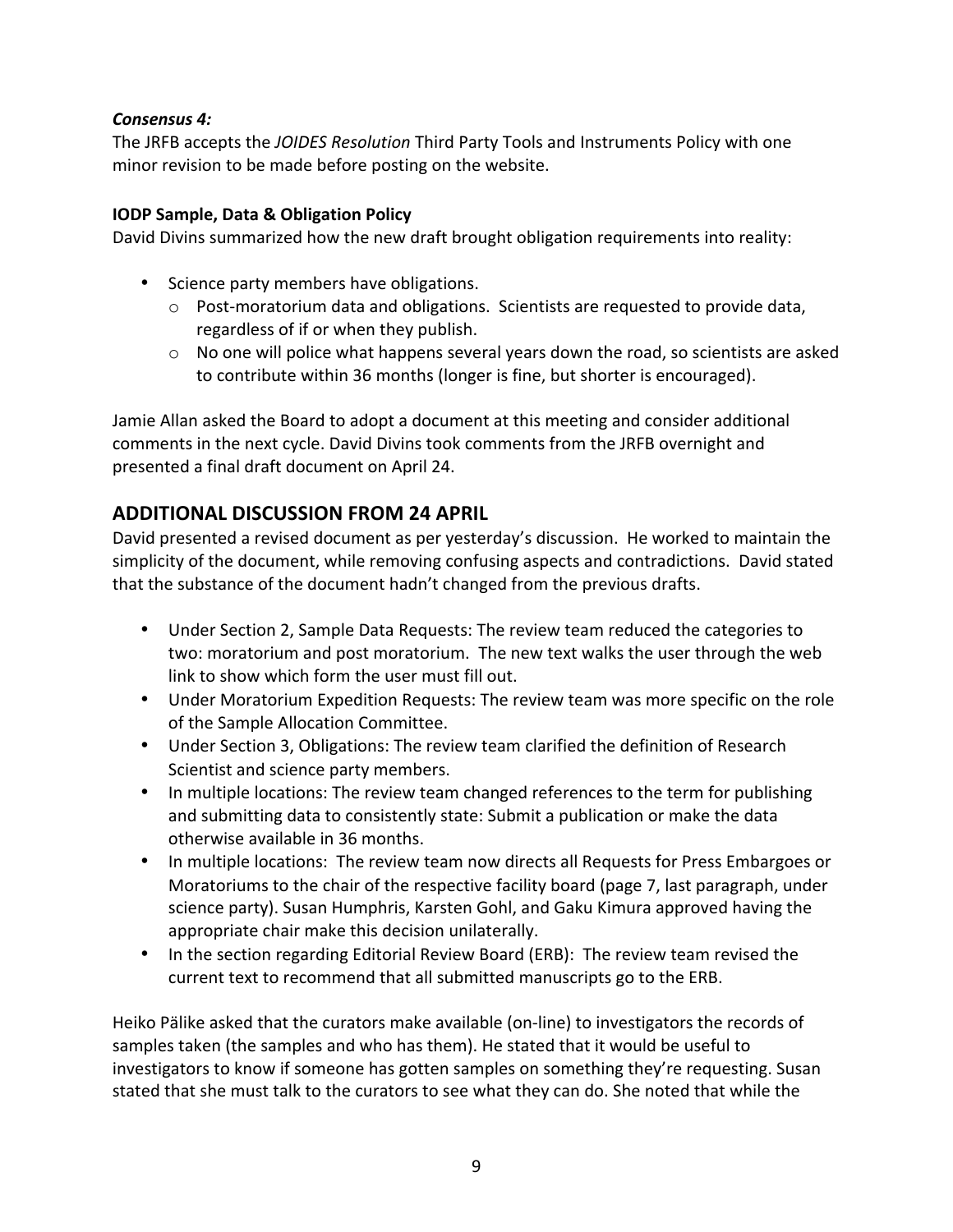***Consensus 4:***
The JRFB accepts the *JOIDES Resolution* Third Party Tools and Instruments Policy with one minor revision to be made before posting on the website.

**IODP Sample, Data & Obligation Policy**
David Divins summarized how the new draft brought obligation requirements into reality:

- Science party members have obligations.
  - Post-moratorium data and obligations. Scientists are requested to provide data, regardless of if or when they publish.
  - No one will police what happens several years down the road, so scientists are asked to contribute within 36 months (longer is fine, but shorter is encouraged).

Jamie Allan asked the Board to adopt a document at this meeting and consider additional comments in the next cycle. David Divins took comments from the JRFB overnight and presented a final draft document on April 24.

## ADDITIONAL DISCUSSION FROM 24 APRIL

David presented a revised document as per yesterday's discussion. He worked to maintain the simplicity of the document, while removing confusing aspects and contradictions. David stated that the substance of the document hadn't changed from the previous drafts.

- Under Section 2, Sample Data Requests: The review team reduced the categories to two: moratorium and post moratorium. The new text walks the user through the web link to show which form the user must fill out.
- Under Moratorium Expedition Requests: The review team was more specific on the role of the Sample Allocation Committee.
- Under Section 3, Obligations: The review team clarified the definition of Research Scientist and science party members.
- In multiple locations: The review team changed references to the term for publishing and submitting data to consistently state: Submit a publication or make the data otherwise available in 36 months.
- In multiple locations: The review team now directs all Requests for Press Embargoes or Moratoriums to the chair of the respective facility board (page 7, last paragraph, under science party). Susan Humphris, Karsten Gohl, and Gaku Kimura approved having the appropriate chair make this decision unilaterally.
- In the section regarding Editorial Review Board (ERB): The review team revised the current text to recommend that all submitted manuscripts go to the ERB.

Heiko Pälike asked that the curators make available (on-line) to investigators the records of samples taken (the samples and who has them). He stated that it would be useful to investigators to know if someone has gotten samples on something they're requesting. Susan stated that she must talk to the curators to see what they can do. She noted that while the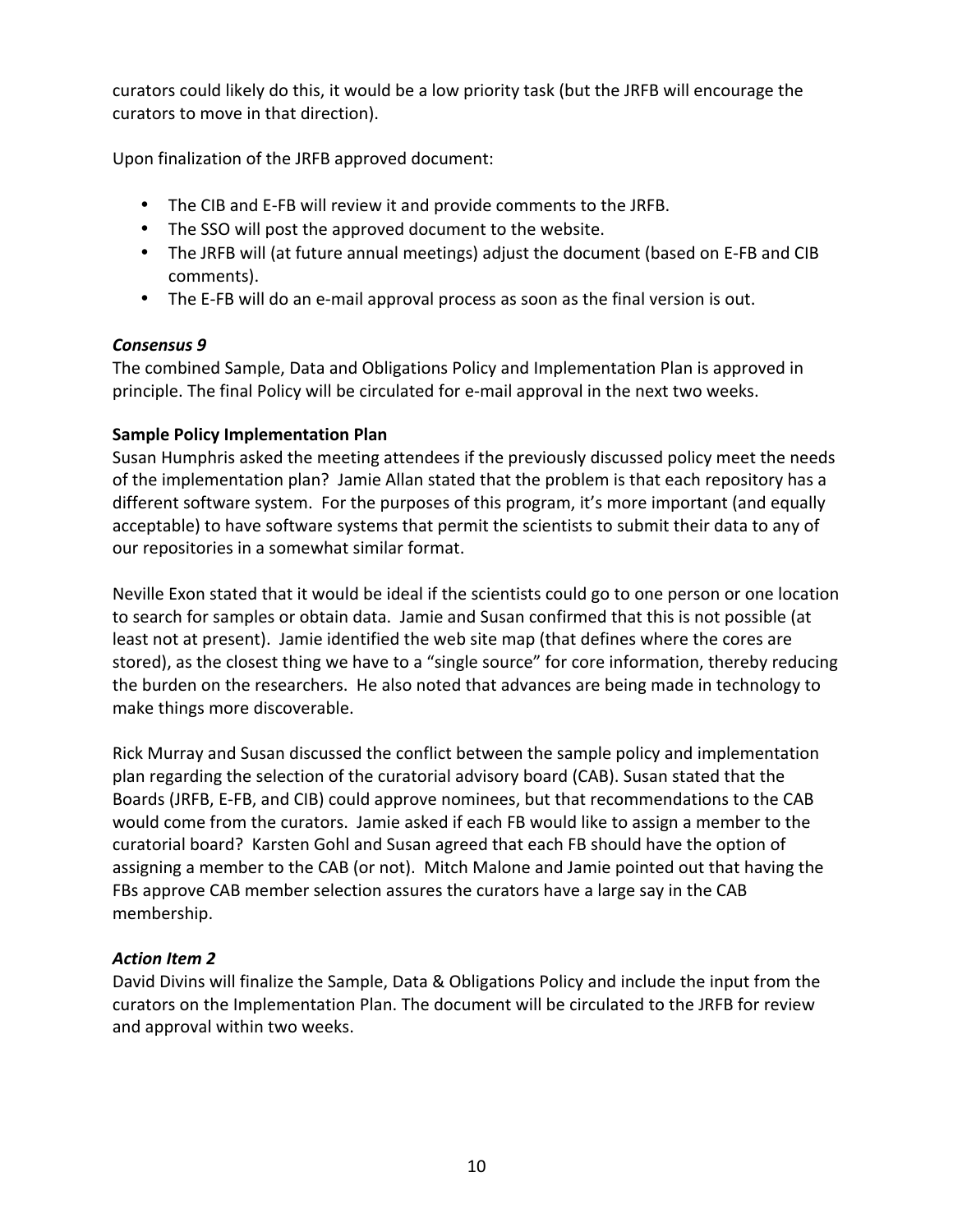curators could likely do this, it would be a low priority task (but the JRFB will encourage the curators to move in that direction).

Upon finalization of the JRFB approved document:

- The CIB and E-FB will review it and provide comments to the JRFB.
- The SSO will post the approved document to the website.
- The JRFB will (at future annual meetings) adjust the document (based on E-FB and CIB comments).
- The E-FB will do an e-mail approval process as soon as the final version is out.

***Consensus 9***

The combined Sample, Data and Obligations Policy and Implementation Plan is approved in principle. The final Policy will be circulated for e-mail approval in the next two weeks.

**Sample Policy Implementation Plan**

Susan Humphris asked the meeting attendees if the previously discussed policy meet the needs of the implementation plan? Jamie Allan stated that the problem is that each repository has a different software system. For the purposes of this program, it's more important (and equally acceptable) to have software systems that permit the scientists to submit their data to any of our repositories in a somewhat similar format.

Neville Exon stated that it would be ideal if the scientists could go to one person or one location to search for samples or obtain data. Jamie and Susan confirmed that this is not possible (at least not at present). Jamie identified the web site map (that defines where the cores are stored), as the closest thing we have to a "single source" for core information, thereby reducing the burden on the researchers. He also noted that advances are being made in technology to make things more discoverable.

Rick Murray and Susan discussed the conflict between the sample policy and implementation plan regarding the selection of the curatorial advisory board (CAB). Susan stated that the Boards (JRFB, E-FB, and CIB) could approve nominees, but that recommendations to the CAB would come from the curators. Jamie asked if each FB would like to assign a member to the curatorial board? Karsten Gohl and Susan agreed that each FB should have the option of assigning a member to the CAB (or not). Mitch Malone and Jamie pointed out that having the FBs approve CAB member selection assures the curators have a large say in the CAB membership.

***Action Item 2***

David Divins will finalize the Sample, Data & Obligations Policy and include the input from the curators on the Implementation Plan. The document will be circulated to the JRFB for review and approval within two weeks.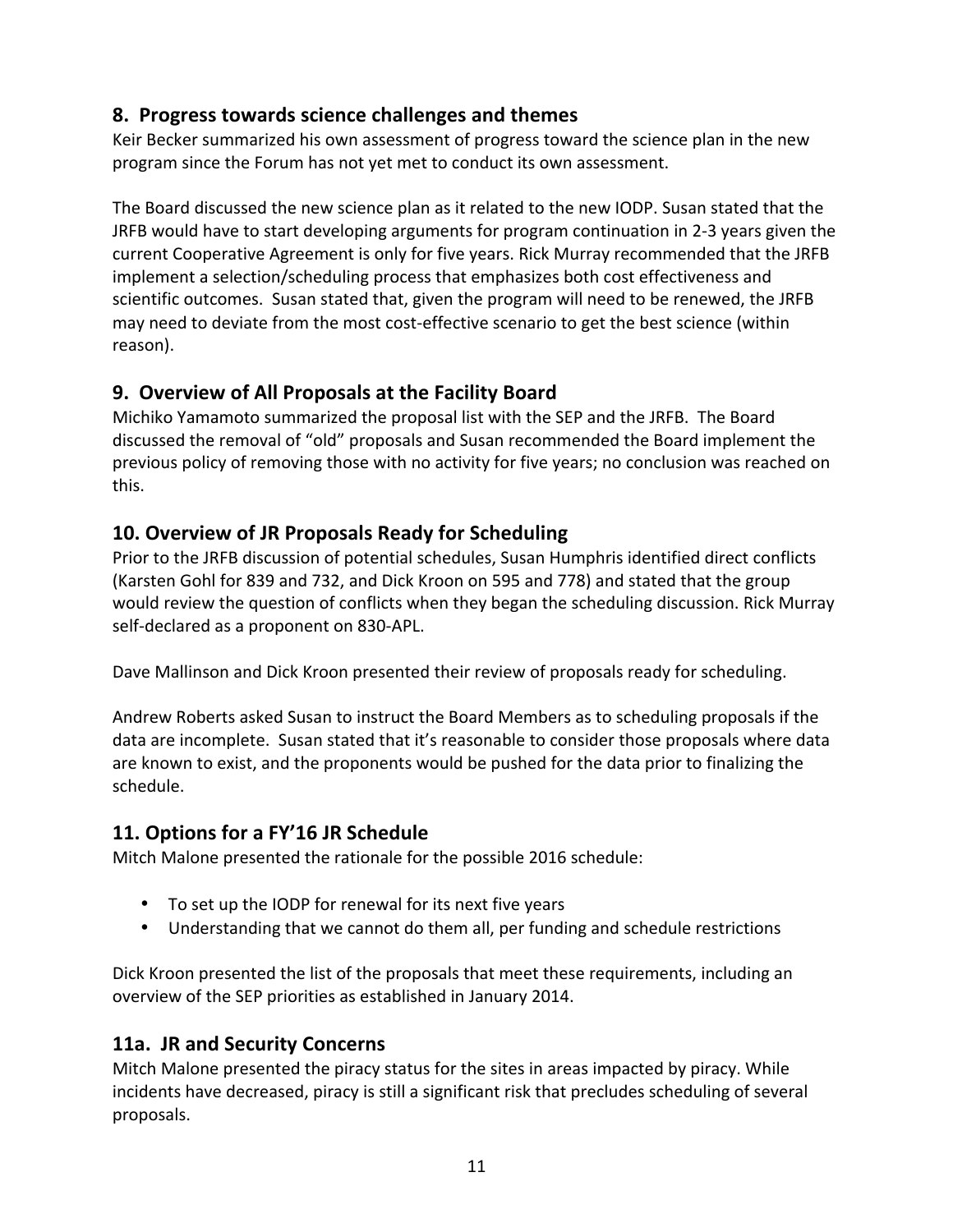## 8. Progress towards science challenges and themes

Keir Becker summarized his own assessment of progress toward the science plan in the new program since the Forum has not yet met to conduct its own assessment.

The Board discussed the new science plan as it related to the new IODP. Susan stated that the JRFB would have to start developing arguments for program continuation in 2-3 years given the current Cooperative Agreement is only for five years. Rick Murray recommended that the JRFB implement a selection/scheduling process that emphasizes both cost effectiveness and scientific outcomes. Susan stated that, given the program will need to be renewed, the JRFB may need to deviate from the most cost-effective scenario to get the best science (within reason).

## 9. Overview of All Proposals at the Facility Board

Michiko Yamamoto summarized the proposal list with the SEP and the JRFB. The Board discussed the removal of "old" proposals and Susan recommended the Board implement the previous policy of removing those with no activity for five years; no conclusion was reached on this.

## 10. Overview of JR Proposals Ready for Scheduling

Prior to the JRFB discussion of potential schedules, Susan Humphris identified direct conflicts (Karsten Gohl for 839 and 732, and Dick Kroon on 595 and 778) and stated that the group would review the question of conflicts when they began the scheduling discussion. Rick Murray self-declared as a proponent on 830-APL.

Dave Mallinson and Dick Kroon presented their review of proposals ready for scheduling.

Andrew Roberts asked Susan to instruct the Board Members as to scheduling proposals if the data are incomplete. Susan stated that it's reasonable to consider those proposals where data are known to exist, and the proponents would be pushed for the data prior to finalizing the schedule.

## 11. Options for a FY'16 JR Schedule

Mitch Malone presented the rationale for the possible 2016 schedule:

- To set up the IODP for renewal for its next five years
- Understanding that we cannot do them all, per funding and schedule restrictions

Dick Kroon presented the list of the proposals that meet these requirements, including an overview of the SEP priorities as established in January 2014.

## 11a. JR and Security Concerns

Mitch Malone presented the piracy status for the sites in areas impacted by piracy. While incidents have decreased, piracy is still a significant risk that precludes scheduling of several proposals.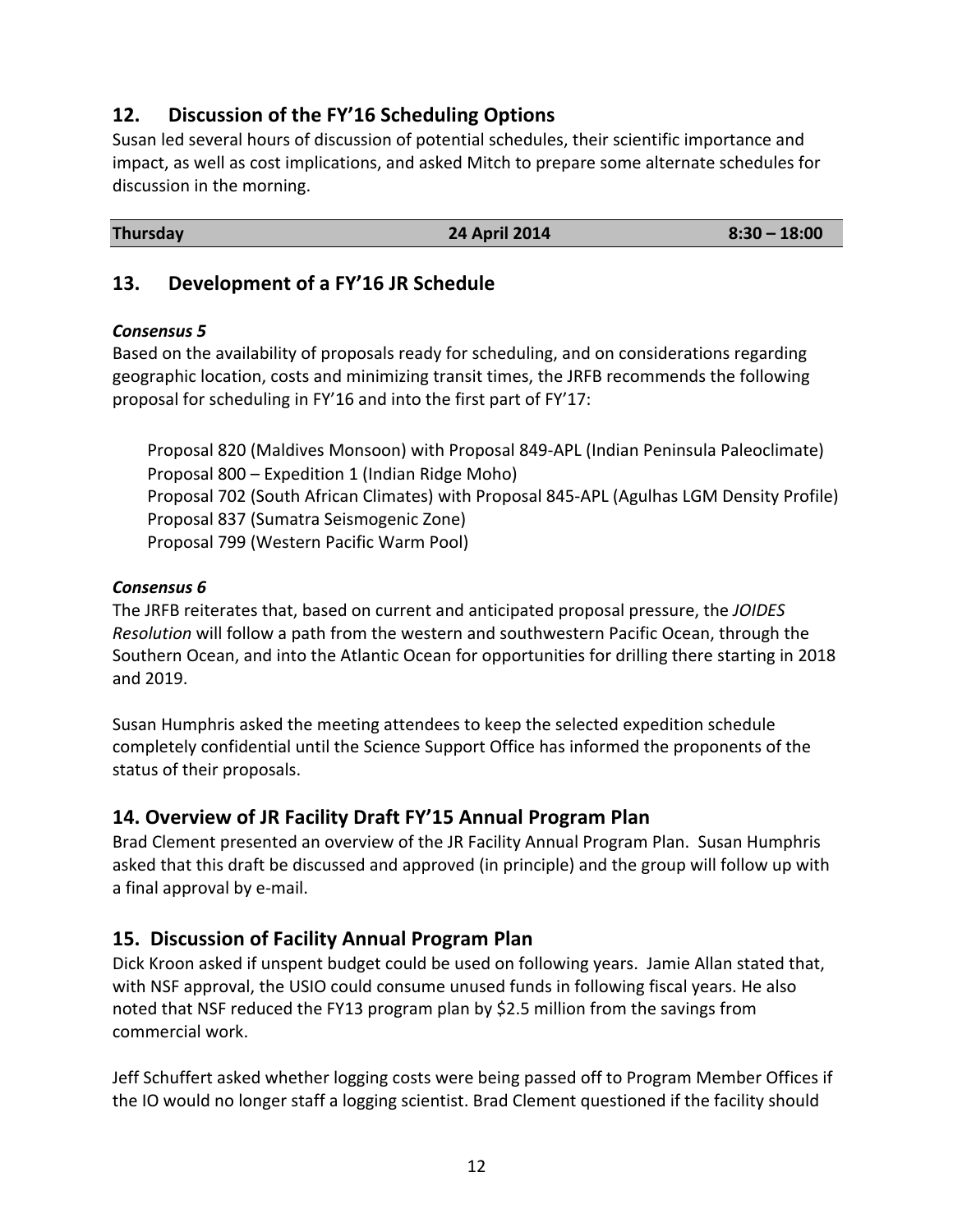## 12. Discussion of the FY'16 Scheduling Options

Susan led several hours of discussion of potential schedules, their scientific importance and impact, as well as cost implications, and asked Mitch to prepare some alternate schedules for discussion in the morning.

| Thursday | 24 April 2014 | 8:30 – 18:00 |
|---|---|---|

## 13. Development of a FY'16 JR Schedule

***Consensus 5***

Based on the availability of proposals ready for scheduling, and on considerations regarding geographic location, costs and minimizing transit times, the JRFB recommends the following proposal for scheduling in FY'16 and into the first part of FY'17:

Proposal 820 (Maldives Monsoon) with Proposal 849-APL (Indian Peninsula Paleoclimate)
Proposal 800 – Expedition 1 (Indian Ridge Moho)
Proposal 702 (South African Climates) with Proposal 845-APL (Agulhas LGM Density Profile)
Proposal 837 (Sumatra Seismogenic Zone)
Proposal 799 (Western Pacific Warm Pool)

***Consensus 6***

The JRFB reiterates that, based on current and anticipated proposal pressure, the *JOIDES Resolution* will follow a path from the western and southwestern Pacific Ocean, through the Southern Ocean, and into the Atlantic Ocean for opportunities for drilling there starting in 2018 and 2019.

Susan Humphris asked the meeting attendees to keep the selected expedition schedule completely confidential until the Science Support Office has informed the proponents of the status of their proposals.

## 14. Overview of JR Facility Draft FY'15 Annual Program Plan

Brad Clement presented an overview of the JR Facility Annual Program Plan. Susan Humphris asked that this draft be discussed and approved (in principle) and the group will follow up with a final approval by e-mail.

## 15. Discussion of Facility Annual Program Plan

Dick Kroon asked if unspent budget could be used on following years. Jamie Allan stated that, with NSF approval, the USIO could consume unused funds in following fiscal years. He also noted that NSF reduced the FY13 program plan by $2.5 million from the savings from commercial work.

Jeff Schuffert asked whether logging costs were being passed off to Program Member Offices if the IO would no longer staff a logging scientist. Brad Clement questioned if the facility should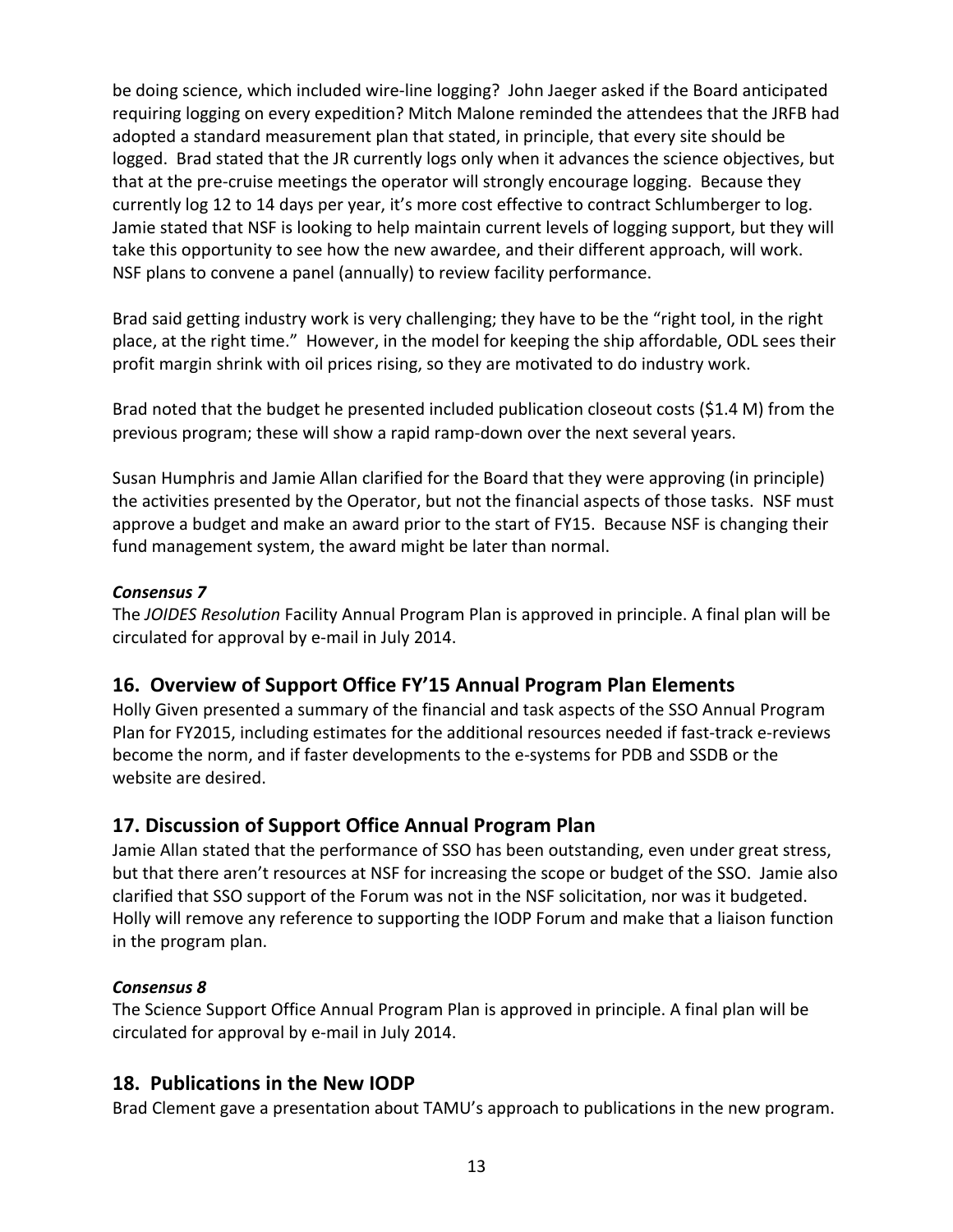be doing science, which included wire-line logging? John Jaeger asked if the Board anticipated requiring logging on every expedition? Mitch Malone reminded the attendees that the JRFB had adopted a standard measurement plan that stated, in principle, that every site should be logged. Brad stated that the JR currently logs only when it advances the science objectives, but that at the pre-cruise meetings the operator will strongly encourage logging. Because they currently log 12 to 14 days per year, it's more cost effective to contract Schlumberger to log. Jamie stated that NSF is looking to help maintain current levels of logging support, but they will take this opportunity to see how the new awardee, and their different approach, will work. NSF plans to convene a panel (annually) to review facility performance.

Brad said getting industry work is very challenging; they have to be the "right tool, in the right place, at the right time." However, in the model for keeping the ship affordable, ODL sees their profit margin shrink with oil prices rising, so they are motivated to do industry work.

Brad noted that the budget he presented included publication closeout costs ($1.4 M) from the previous program; these will show a rapid ramp-down over the next several years.

Susan Humphris and Jamie Allan clarified for the Board that they were approving (in principle) the activities presented by the Operator, but not the financial aspects of those tasks. NSF must approve a budget and make an award prior to the start of FY15. Because NSF is changing their fund management system, the award might be later than normal.

***Consensus 7***

The *JOIDES Resolution* Facility Annual Program Plan is approved in principle. A final plan will be circulated for approval by e-mail in July 2014.

## 16. Overview of Support Office FY'15 Annual Program Plan Elements

Holly Given presented a summary of the financial and task aspects of the SSO Annual Program Plan for FY2015, including estimates for the additional resources needed if fast-track e-reviews become the norm, and if faster developments to the e-systems for PDB and SSDB or the website are desired.

## 17. Discussion of Support Office Annual Program Plan

Jamie Allan stated that the performance of SSO has been outstanding, even under great stress, but that there aren't resources at NSF for increasing the scope or budget of the SSO. Jamie also clarified that SSO support of the Forum was not in the NSF solicitation, nor was it budgeted. Holly will remove any reference to supporting the IODP Forum and make that a liaison function in the program plan.

***Consensus 8***

The Science Support Office Annual Program Plan is approved in principle. A final plan will be circulated for approval by e-mail in July 2014.

## 18. Publications in the New IODP

Brad Clement gave a presentation about TAMU's approach to publications in the new program.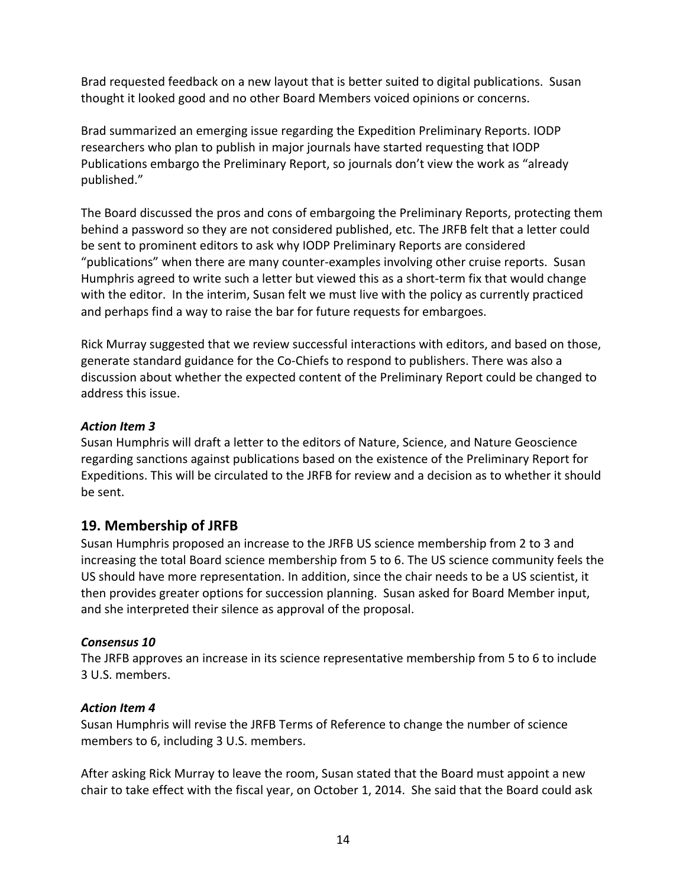Brad requested feedback on a new layout that is better suited to digital publications. Susan thought it looked good and no other Board Members voiced opinions or concerns.

Brad summarized an emerging issue regarding the Expedition Preliminary Reports. IODP researchers who plan to publish in major journals have started requesting that IODP Publications embargo the Preliminary Report, so journals don't view the work as "already published."

The Board discussed the pros and cons of embargoing the Preliminary Reports, protecting them behind a password so they are not considered published, etc. The JRFB felt that a letter could be sent to prominent editors to ask why IODP Preliminary Reports are considered "publications" when there are many counter-examples involving other cruise reports. Susan Humphris agreed to write such a letter but viewed this as a short-term fix that would change with the editor. In the interim, Susan felt we must live with the policy as currently practiced and perhaps find a way to raise the bar for future requests for embargoes.

Rick Murray suggested that we review successful interactions with editors, and based on those, generate standard guidance for the Co-Chiefs to respond to publishers. There was also a discussion about whether the expected content of the Preliminary Report could be changed to address this issue.

***Action Item 3***

Susan Humphris will draft a letter to the editors of Nature, Science, and Nature Geoscience regarding sanctions against publications based on the existence of the Preliminary Report for Expeditions. This will be circulated to the JRFB for review and a decision as to whether it should be sent.

## 19. Membership of JRFB

Susan Humphris proposed an increase to the JRFB US science membership from 2 to 3 and increasing the total Board science membership from 5 to 6. The US science community feels the US should have more representation. In addition, since the chair needs to be a US scientist, it then provides greater options for succession planning. Susan asked for Board Member input, and she interpreted their silence as approval of the proposal.

***Consensus 10***

The JRFB approves an increase in its science representative membership from 5 to 6 to include 3 U.S. members.

***Action Item 4***

Susan Humphris will revise the JRFB Terms of Reference to change the number of science members to 6, including 3 U.S. members.

After asking Rick Murray to leave the room, Susan stated that the Board must appoint a new chair to take effect with the fiscal year, on October 1, 2014. She said that the Board could ask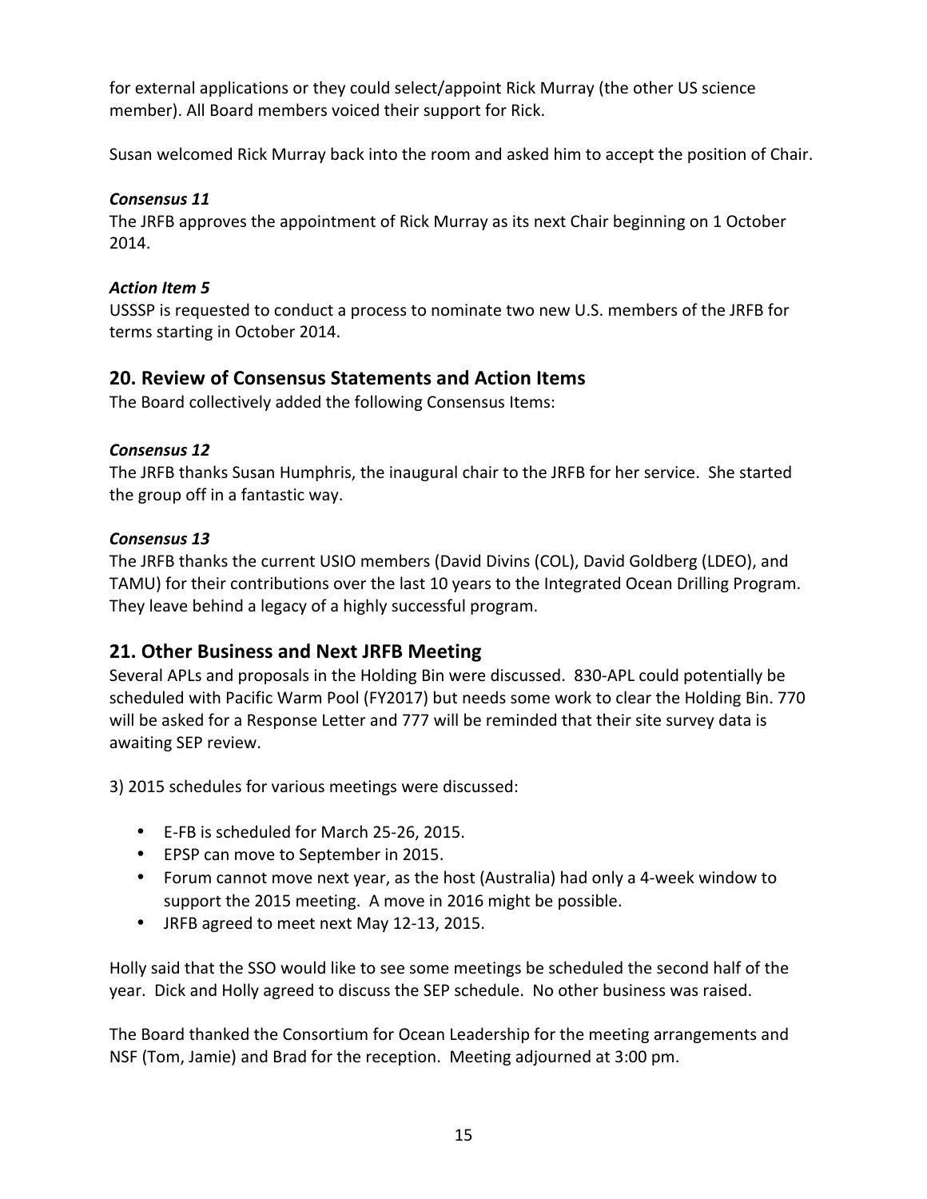for external applications or they could select/appoint Rick Murray (the other US science member). All Board members voiced their support for Rick.

Susan welcomed Rick Murray back into the room and asked him to accept the position of Chair.

***Consensus 11***
The JRFB approves the appointment of Rick Murray as its next Chair beginning on 1 October 2014.

***Action Item 5***
USSSP is requested to conduct a process to nominate two new U.S. members of the JRFB for terms starting in October 2014.

## 20. Review of Consensus Statements and Action Items

The Board collectively added the following Consensus Items:

***Consensus 12***
The JRFB thanks Susan Humphris, the inaugural chair to the JRFB for her service. She started the group off in a fantastic way.

***Consensus 13***
The JRFB thanks the current USIO members (David Divins (COL), David Goldberg (LDEO), and TAMU) for their contributions over the last 10 years to the Integrated Ocean Drilling Program. They leave behind a legacy of a highly successful program.

## 21. Other Business and Next JRFB Meeting

Several APLs and proposals in the Holding Bin were discussed. 830-APL could potentially be scheduled with Pacific Warm Pool (FY2017) but needs some work to clear the Holding Bin. 770 will be asked for a Response Letter and 777 will be reminded that their site survey data is awaiting SEP review.

3) 2015 schedules for various meetings were discussed:

- E-FB is scheduled for March 25-26, 2015.
- EPSP can move to September in 2015.
- Forum cannot move next year, as the host (Australia) had only a 4-week window to support the 2015 meeting. A move in 2016 might be possible.
- JRFB agreed to meet next May 12-13, 2015.

Holly said that the SSO would like to see some meetings be scheduled the second half of the year. Dick and Holly agreed to discuss the SEP schedule. No other business was raised.

The Board thanked the Consortium for Ocean Leadership for the meeting arrangements and NSF (Tom, Jamie) and Brad for the reception. Meeting adjourned at 3:00 pm.